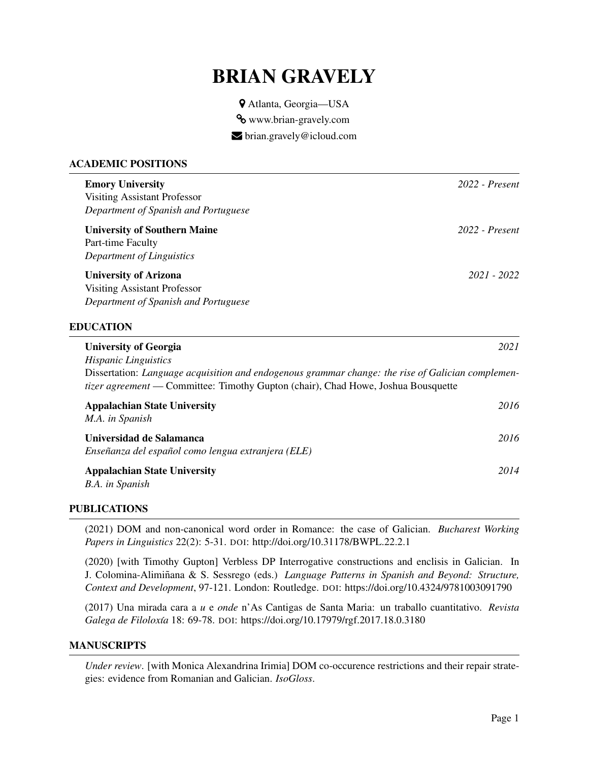# BRIAN GRAVELY

Atlanta, Georgia—USA

www.brian-gravely.com

brian.gravely@icloud.com

## ACADEMIC POSITIONS

**Emory University** *2022 - Present*
Visiting Assistant Professor
*Department of Spanish and Portuguese*

**University of Southern Maine** *2022 - Present*
Part-time Faculty
*Department of Linguistics*

**University of Arizona** *2021 - 2022*
Visiting Assistant Professor
*Department of Spanish and Portuguese*

## EDUCATION

**University of Georgia** *2021*
*Hispanic Linguistics*
Dissertation: *Language acquisition and endogenous grammar change: the rise of Galician complementizer agreement* — Committee: Timothy Gupton (chair), Chad Howe, Joshua Bousquette

**Appalachian State University** *2016*
*M.A. in Spanish*

**Universidad de Salamanca** *2016*
*Enseñanza del español como lengua extranjera (ELE)*

**Appalachian State University** *2014*
*B.A. in Spanish*

## PUBLICATIONS

(2021) DOM and non-canonical word order in Romance: the case of Galician. *Bucharest Working Papers in Linguistics* 22(2): 5-31. DOI: http://doi.org/10.31178/BWPL.22.2.1

(2020) [with Timothy Gupton] Verbless DP Interrogative constructions and enclisis in Galician. In J. Colomina-Alimiñana & S. Sessrego (eds.) *Language Patterns in Spanish and Beyond: Structure, Context and Development*, 97-121. London: Routledge. DOI: https://doi.org/10.4324/9781003091790

(2017) Una mirada cara a *u* e *onde* n'As Cantigas de Santa Maria: un traballo cuantitativo. *Revista Galega de Filoloxía* 18: 69-78. DOI: https://doi.org/10.17979/rgf.2017.18.0.3180

## MANUSCRIPTS

*Under review*. [with Monica Alexandrina Irimia] DOM co-occurence restrictions and their repair strategies: evidence from Romanian and Galician. *IsoGloss*.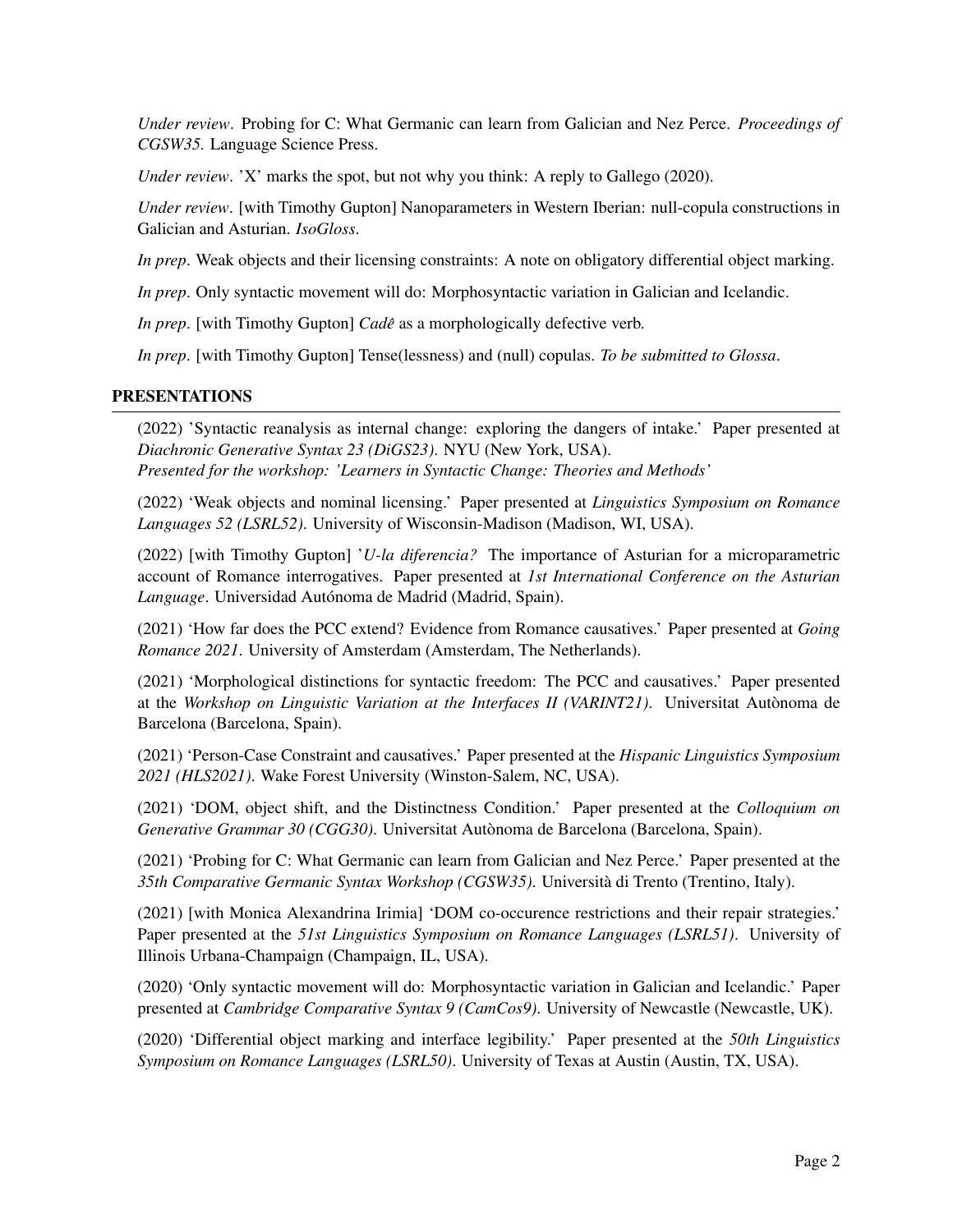*Under review*. Probing for C: What Germanic can learn from Galician and Nez Perce. *Proceedings of CGSW35.* Language Science Press.

*Under review*. 'X' marks the spot, but not why you think: A reply to Gallego (2020).

*Under review*. [with Timothy Gupton] Nanoparameters in Western Iberian: null-copula constructions in Galician and Asturian. *IsoGloss*.

*In prep*. Weak objects and their licensing constraints: A note on obligatory differential object marking.

*In prep*. Only syntactic movement will do: Morphosyntactic variation in Galician and Icelandic.

*In prep*. [with Timothy Gupton] *Cadê* as a morphologically defective verb.

*In prep*. [with Timothy Gupton] Tense(lessness) and (null) copulas. *To be submitted to Glossa*.

## PRESENTATIONS

(2022) 'Syntactic reanalysis as internal change: exploring the dangers of intake.' Paper presented at *Diachronic Generative Syntax 23 (DiGS23)*. NYU (New York, USA).
*Presented for the workshop: 'Learners in Syntactic Change: Theories and Methods'*

(2022) 'Weak objects and nominal licensing.' Paper presented at *Linguistics Symposium on Romance Languages 52 (LSRL52)*. University of Wisconsin-Madison (Madison, WI, USA).

(2022) [with Timothy Gupton] '*U-la diferencia?* The importance of Asturian for a microparametric account of Romance interrogatives. Paper presented at *1st International Conference on the Asturian Language*. Universidad Autónoma de Madrid (Madrid, Spain).

(2021) 'How far does the PCC extend? Evidence from Romance causatives.' Paper presented at *Going Romance 2021*. University of Amsterdam (Amsterdam, The Netherlands).

(2021) 'Morphological distinctions for syntactic freedom: The PCC and causatives.' Paper presented at the *Workshop on Linguistic Variation at the Interfaces II (VARINT21)*. Universitat Autònoma de Barcelona (Barcelona, Spain).

(2021) 'Person-Case Constraint and causatives.' Paper presented at the *Hispanic Linguistics Symposium 2021 (HLS2021)*. Wake Forest University (Winston-Salem, NC, USA).

(2021) 'DOM, object shift, and the Distinctness Condition.' Paper presented at the *Colloquium on Generative Grammar 30 (CGG30)*. Universitat Autònoma de Barcelona (Barcelona, Spain).

(2021) 'Probing for C: What Germanic can learn from Galician and Nez Perce.' Paper presented at the *35th Comparative Germanic Syntax Workshop (CGSW35)*. Università di Trento (Trentino, Italy).

(2021) [with Monica Alexandrina Irimia] 'DOM co-occurence restrictions and their repair strategies.' Paper presented at the *51st Linguistics Symposium on Romance Languages (LSRL51)*. University of Illinois Urbana-Champaign (Champaign, IL, USA).

(2020) 'Only syntactic movement will do: Morphosyntactic variation in Galician and Icelandic.' Paper presented at *Cambridge Comparative Syntax 9 (CamCos9)*. University of Newcastle (Newcastle, UK).

(2020) 'Differential object marking and interface legibility.' Paper presented at the *50th Linguistics Symposium on Romance Languages (LSRL50)*. University of Texas at Austin (Austin, TX, USA).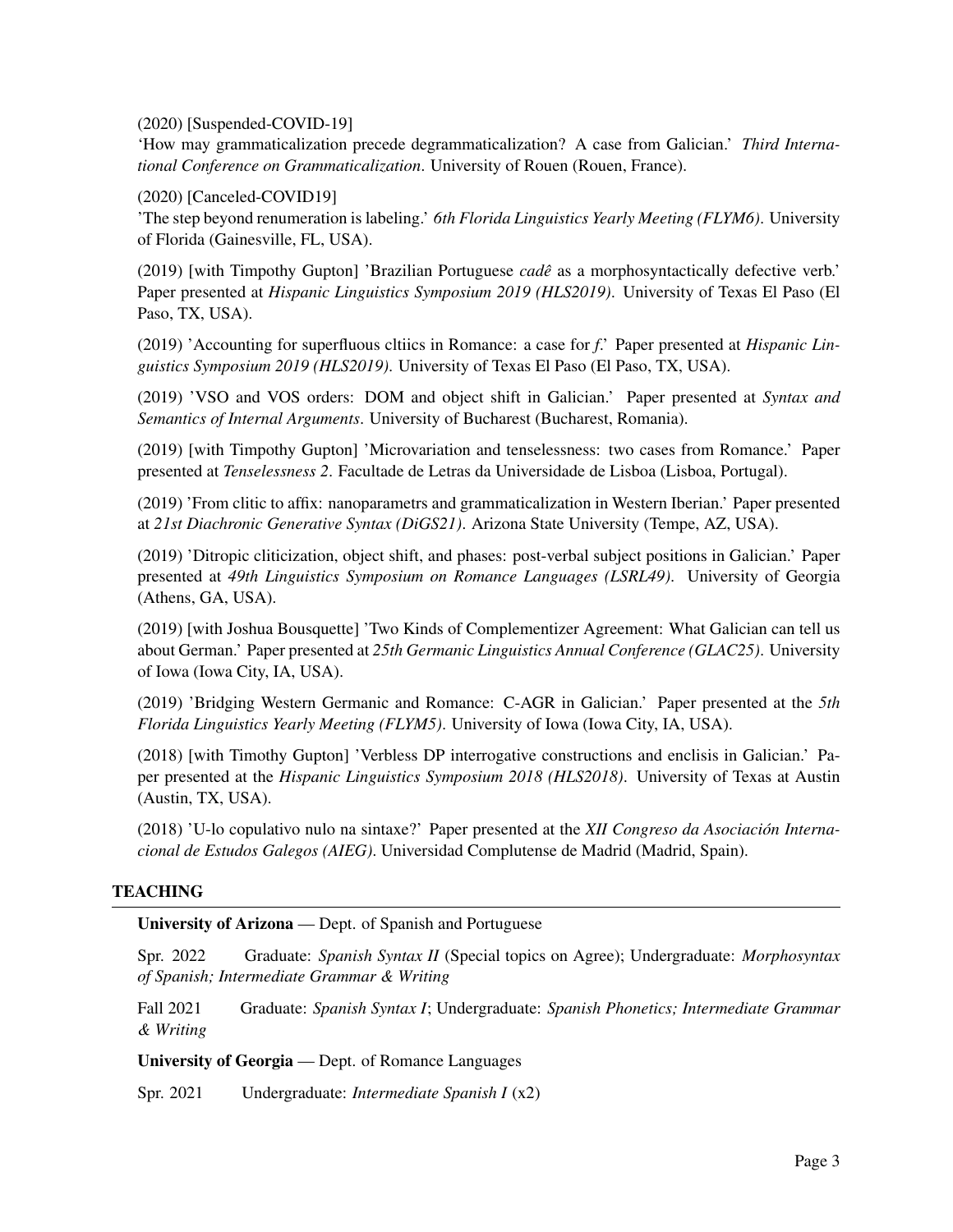(2020) [Suspended-COVID-19]
'How may grammaticalization precede degrammaticalization? A case from Galician.' *Third International Conference on Grammaticalization*. University of Rouen (Rouen, France).

(2020) [Canceled-COVID19]
'The step beyond renumeration is labeling.' *6th Florida Linguistics Yearly Meeting (FLYM6)*. University of Florida (Gainesville, FL, USA).

(2019) [with Timpothy Gupton] 'Brazilian Portuguese *cadê* as a morphosyntactically defective verb.' Paper presented at *Hispanic Linguistics Symposium 2019 (HLS2019)*. University of Texas El Paso (El Paso, TX, USA).

(2019) 'Accounting for superfluous cltiics in Romance: a case for *f*.' Paper presented at *Hispanic Linguistics Symposium 2019 (HLS2019)*. University of Texas El Paso (El Paso, TX, USA).

(2019) 'VSO and VOS orders: DOM and object shift in Galician.' Paper presented at *Syntax and Semantics of Internal Arguments*. University of Bucharest (Bucharest, Romania).

(2019) [with Timpothy Gupton] 'Microvariation and tenselessness: two cases from Romance.' Paper presented at *Tenselessness 2*. Facultade de Letras da Universidade de Lisboa (Lisboa, Portugal).

(2019) 'From clitic to affix: nanoparametrs and grammaticalization in Western Iberian.' Paper presented at *21st Diachronic Generative Syntax (DiGS21)*. Arizona State University (Tempe, AZ, USA).

(2019) 'Ditropic cliticization, object shift, and phases: post-verbal subject positions in Galician.' Paper presented at *49th Linguistics Symposium on Romance Languages (LSRL49)*. University of Georgia (Athens, GA, USA).

(2019) [with Joshua Bousquette] 'Two Kinds of Complementizer Agreement: What Galician can tell us about German.' Paper presented at *25th Germanic Linguistics Annual Conference (GLAC25)*. University of Iowa (Iowa City, IA, USA).

(2019) 'Bridging Western Germanic and Romance: C-AGR in Galician.' Paper presented at the *5th Florida Linguistics Yearly Meeting (FLYM5)*. University of Iowa (Iowa City, IA, USA).

(2018) [with Timothy Gupton] 'Verbless DP interrogative constructions and enclisis in Galician.' Paper presented at the *Hispanic Linguistics Symposium 2018 (HLS2018)*. University of Texas at Austin (Austin, TX, USA).

(2018) 'U-lo copulativo nulo na sintaxe?' Paper presented at the *XII Congreso da Asociación Internacional de Estudos Galegos (AIEG)*. Universidad Complutense de Madrid (Madrid, Spain).

## TEACHING

**University of Arizona** — Dept. of Spanish and Portuguese

Spr. 2022 Graduate: *Spanish Syntax II* (Special topics on Agree); Undergraduate: *Morphosyntax of Spanish; Intermediate Grammar & Writing*

Fall 2021 Graduate: *Spanish Syntax I*; Undergraduate: *Spanish Phonetics; Intermediate Grammar & Writing*

**University of Georgia** — Dept. of Romance Languages

Spr. 2021 Undergraduate: *Intermediate Spanish I* (x2)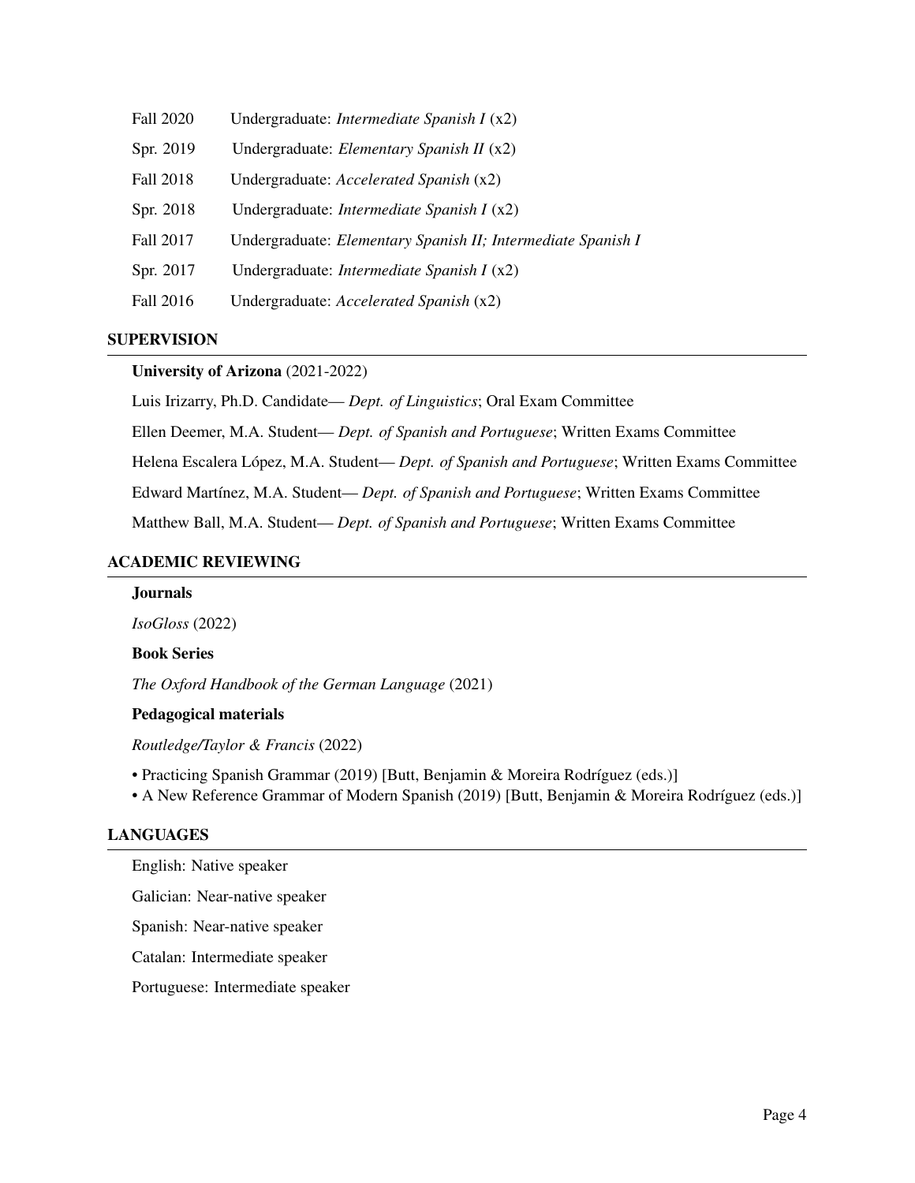| | |
|---|---|
| Fall 2020 | Undergraduate: *Intermediate Spanish I* (x2) |
| Spr. 2019 | Undergraduate: *Elementary Spanish II* (x2) |
| Fall 2018 | Undergraduate: *Accelerated Spanish* (x2) |
| Spr. 2018 | Undergraduate: *Intermediate Spanish I* (x2) |
| Fall 2017 | Undergraduate: *Elementary Spanish II; Intermediate Spanish I* |
| Spr. 2017 | Undergraduate: *Intermediate Spanish I* (x2) |
| Fall 2016 | Undergraduate: *Accelerated Spanish* (x2) |

## SUPERVISION

**University of Arizona** (2021-2022)

Luis Irizarry, Ph.D. Candidate— *Dept. of Linguistics*; Oral Exam Committee

Ellen Deemer, M.A. Student— *Dept. of Spanish and Portuguese*; Written Exams Committee

Helena Escalera López, M.A. Student— *Dept. of Spanish and Portuguese*; Written Exams Committee

Edward Martínez, M.A. Student— *Dept. of Spanish and Portuguese*; Written Exams Committee

Matthew Ball, M.A. Student— *Dept. of Spanish and Portuguese*; Written Exams Committee

## ACADEMIC REVIEWING

**Journals**

*IsoGloss* (2022)

**Book Series**

*The Oxford Handbook of the German Language* (2021)

**Pedagogical materials**

*Routledge/Taylor & Francis* (2022)

- Practicing Spanish Grammar (2019) [Butt, Benjamin & Moreira Rodríguez (eds.)]
- A New Reference Grammar of Modern Spanish (2019) [Butt, Benjamin & Moreira Rodríguez (eds.)]

## LANGUAGES

English: Native speaker

Galician: Near-native speaker

Spanish: Near-native speaker

Catalan: Intermediate speaker

Portuguese: Intermediate speaker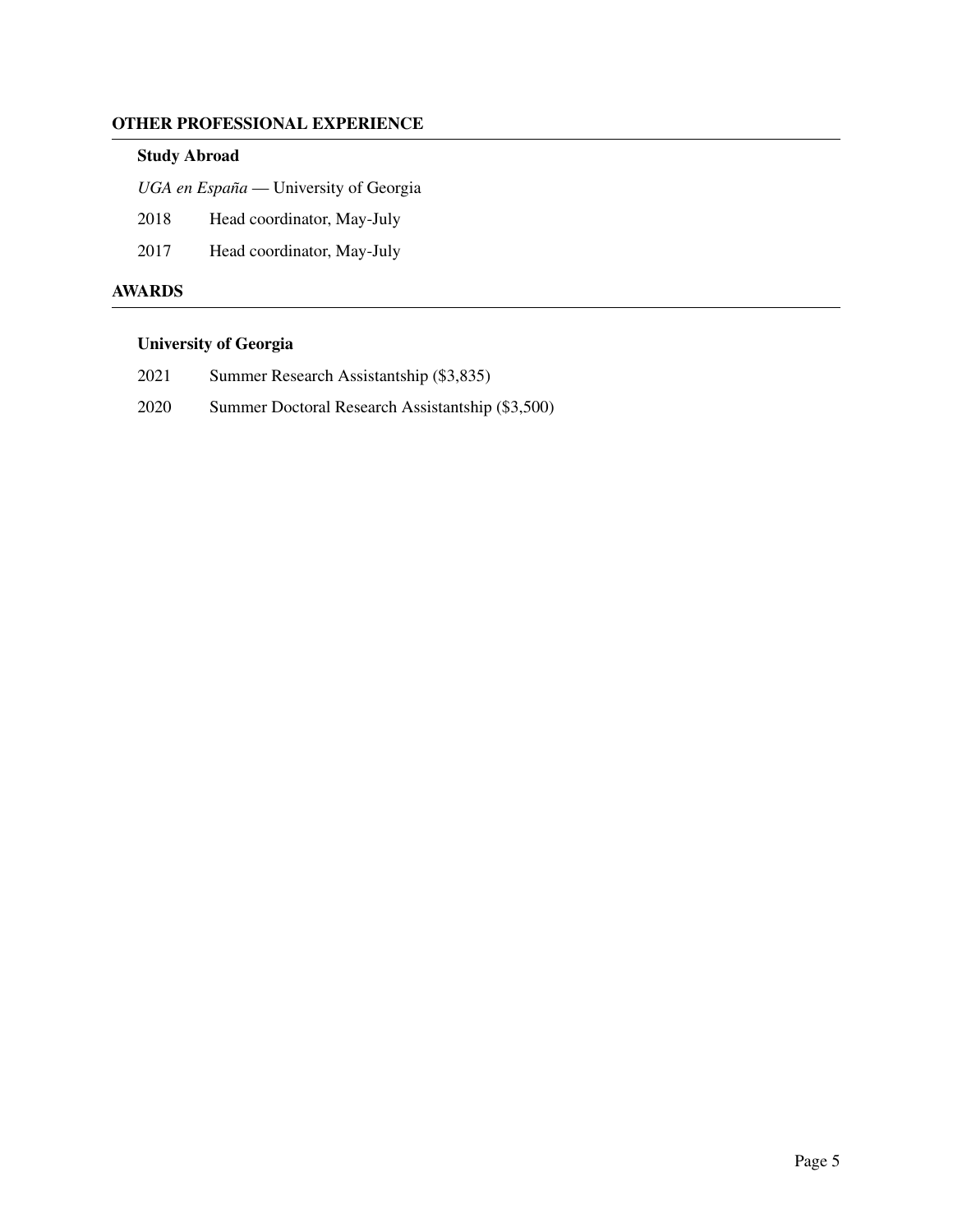## OTHER PROFESSIONAL EXPERIENCE

### Study Abroad

*UGA en España* — University of Georgia

2018 Head coordinator, May-July

2017 Head coordinator, May-July

## AWARDS

### University of Georgia

2021 Summer Research Assistantship ($3,835)

2020 Summer Doctoral Research Assistantship ($3,500)